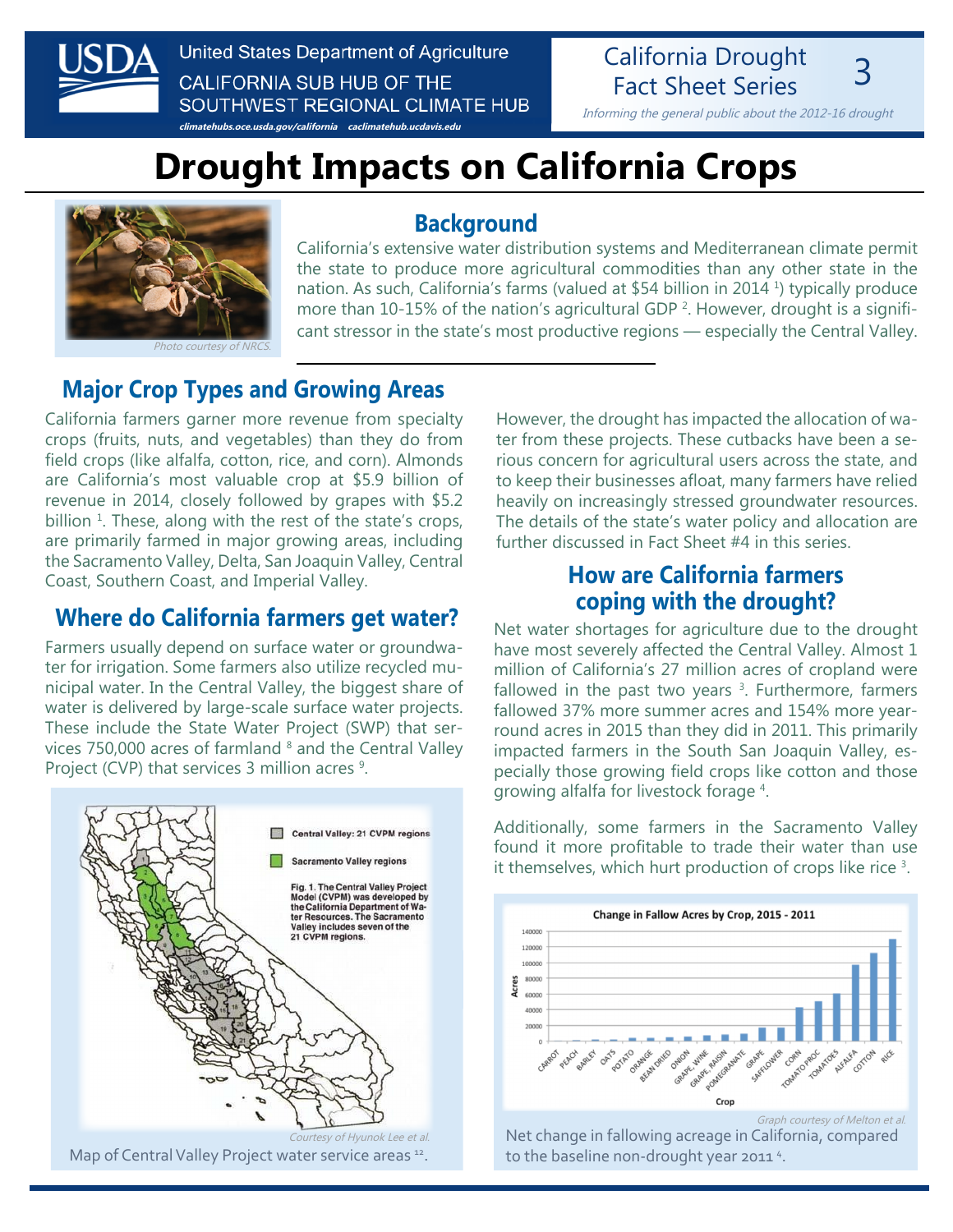United States Department of Agriculture
CALIFORNIA SUB HUB OF THE SOUTHWEST REGIONAL CLIMATE HUB
climatehubs.oce.usda.gov/california caclimatehub.ucdavis.edu

California Drought Fact Sheet Series 3

*Informing the general public about the 2012-16 drought*

# Drought Impacts on California Crops

*Photo courtesy of NRCS.*

## Background

California's extensive water distribution systems and Mediterranean climate permit the state to produce more agricultural commodities than any other state in the nation. As such, California's farms (valued at $54 billion in 2014 [1]) typically produce more than 10-15% of the nation's agricultural GDP [2]. However, drought is a significant stressor in the state's most productive regions — especially the Central Valley.

## Major Crop Types and Growing Areas

California farmers garner more revenue from specialty crops (fruits, nuts, and vegetables) than they do from field crops (like alfalfa, cotton, rice, and corn). Almonds are California's most valuable crop at $5.9 billion of revenue in 2014, closely followed by grapes with $5.2 billion [1]. These, along with the rest of the state's crops, are primarily farmed in major growing areas, including the Sacramento Valley, Delta, San Joaquin Valley, Central Coast, Southern Coast, and Imperial Valley.

## Where do California farmers get water?

Farmers usually depend on surface water or groundwater for irrigation. Some farmers also utilize recycled municipal water. In the Central Valley, the biggest share of water is delivered by large-scale surface water projects. These include the State Water Project (SWP) that services 750,000 acres of farmland [8] and the Central Valley Project (CVP) that services 3 million acres [9].

Central Valley: 21 CVPM regions
Sacramento Valley regions

Fig. 1. The Central Valley Project Model (CVPM) was developed by the California Department of Water Resources. The Sacramento Valley includes seven of the 21 CVPM regions.

*Courtesy of Hyunok Lee et al.*

Map of Central Valley Project water service areas [12].

However, the drought has impacted the allocation of water from these projects. These cutbacks have been a serious concern for agricultural users across the state, and to keep their businesses afloat, many farmers have relied heavily on increasingly stressed groundwater resources. The details of the state's water policy and allocation are further discussed in Fact Sheet #4 in this series.

## How are California farmers coping with the drought?

Net water shortages for agriculture due to the drought have most severely affected the Central Valley. Almost 1 million of California's 27 million acres of cropland were fallowed in the past two years [3]. Furthermore, farmers fallowed 37% more summer acres and 154% more year-round acres in 2015 than they did in 2011. This primarily impacted farmers in the South San Joaquin Valley, especially those growing field crops like cotton and those growing alfalfa for livestock forage [4].

Additionally, some farmers in the Sacramento Valley found it more profitable to trade their water than use it themselves, which hurt production of crops like rice [3].

Change in Fallow Acres by Crop, 2015 - 2011

*Graph courtesy of Melton et al.*

Net change in fallowing acreage in California, compared to the baseline non-drought year 2011 [4].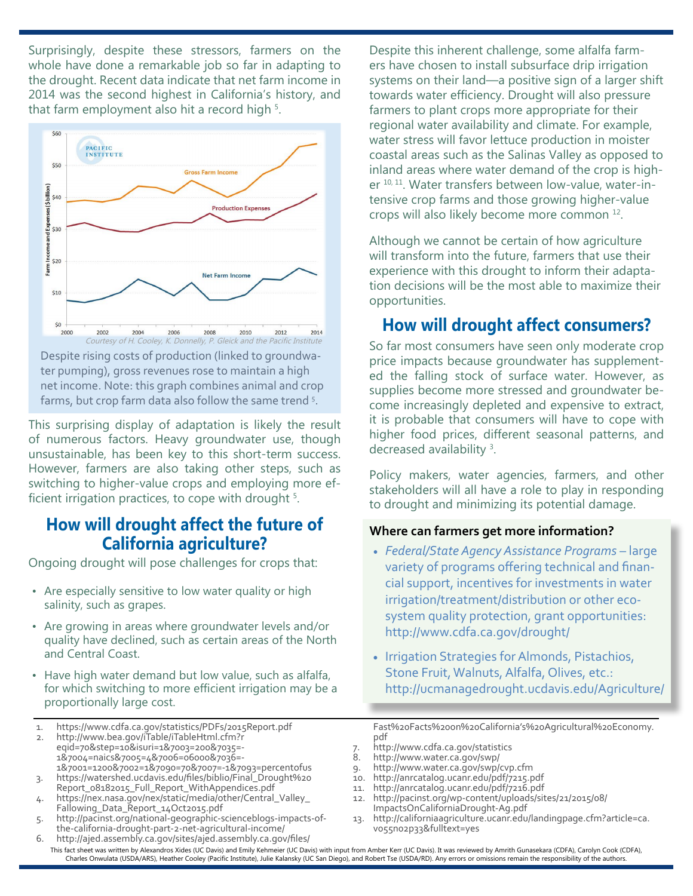Surprisingly, despite these stressors, farmers on the whole have done a remarkable job so far in adapting to the drought. Recent data indicate that net farm income in 2014 was the second highest in California's history, and that farm employment also hit a record high [5].

$60
$50
$40
$30
$20
$10
$0
Farm Income and Expenses ($ billion)
2000 2002 2004 2006 2008 2010 2012 2014
PACIFIC INSTITUTE
Gross Farm Income
Production Expenses
Net Farm Income

*Courtesy of H. Cooley, K. Donnelly, P. Gleick and the Pacific Institute*

Despite rising costs of production (linked to groundwater pumping), gross revenues rose to maintain a high net income. Note: this graph combines animal and crop farms, but crop farm data also follow the same trend [5].

This surprising display of adaptation is likely the result of numerous factors. Heavy groundwater use, though unsustainable, has been key to this short-term success. However, farmers are also taking other steps, such as switching to higher-value crops and employing more efficient irrigation practices, to cope with drought [5].

## How will drought affect the future of California agriculture?

Ongoing drought will pose challenges for crops that:

- Are especially sensitive to low water quality or high salinity, such as grapes.
- Are growing in areas where groundwater levels and/or quality have declined, such as certain areas of the North and Central Coast.
- Have high water demand but low value, such as alfalfa, for which switching to more efficient irrigation may be a proportionally large cost.

Despite this inherent challenge, some alfalfa farmers have chosen to install subsurface drip irrigation systems on their land—a positive sign of a larger shift towards water efficiency. Drought will also pressure farmers to plant crops more appropriate for their regional water availability and climate. For example, water stress will favor lettuce production in moister coastal areas such as the Salinas Valley as opposed to inland areas where water demand of the crop is higher [10, 11]. Water transfers between low-value, water-intensive crop farms and those growing higher-value crops will also likely become more common [12].

Although we cannot be certain of how agriculture will transform into the future, farmers that use their experience with this drought to inform their adaptation decisions will be the most able to maximize their opportunities.

## How will drought affect consumers?

So far most consumers have seen only moderate crop price impacts because groundwater has supplemented the falling stock of surface water. However, as supplies become more stressed and groundwater become increasingly depleted and expensive to extract, it is probable that consumers will have to cope with higher food prices, different seasonal patterns, and decreased availability [3].

Policy makers, water agencies, farmers, and other stakeholders will all have a role to play in responding to drought and minimizing its potential damage.

### Where can farmers get more information?

- *Federal/State Agency Assistance Programs* – large variety of programs offering technical and financial support, incentives for investments in water irrigation/treatment/distribution or other ecosystem quality protection, grant opportunities: http://www.cdfa.ca.gov/drought/
- Irrigation Strategies for Almonds, Pistachios, Stone Fruit, Walnuts, Alfalfa, Olives, etc.: http://ucmanagedrought.ucdavis.edu/Agriculture/

1. https://www.cdfa.ca.gov/statistics/PDFs/2015Report.pdf
2. http://www.bea.gov/iTable/iTableHtml.cfm?reqid=70&step=10&isuri=1&7003=200&7035=-1&7004=naics&7005=4&7006=06000&7036=-1&7001=1200&7002=1&7090=70&7007=-1&7093=percentofus
3. https://watershed.ucdavis.edu/files/biblio/Final_Drought%20Report_08182015_Full_Report_WithAppendices.pdf
4. https://nex.nasa.gov/nex/static/media/other/Central_Valley_Fallowing_Data_Report_14Oct2015.pdf
5. http://pacinst.org/national-geographic-scienceblogs-impacts-of-the-california-drought-part-2-net-agricultural-income/
6. http://ajed.assembly.ca.gov/sites/ajed.assembly.ca.gov/files/Fast%20Facts%20on%20California's%20Agricultural%20Economy.pdf
7. http://www.cdfa.ca.gov/statistics
8. http://www.water.ca.gov/swp/
9. http://www.water.ca.gov/swp/cvp.cfm
10. http://anrcatalog.ucanr.edu/pdf/7215.pdf
11. http://anrcatalog.ucanr.edu/pdf/7216.pdf
12. http://pacinst.org/wp-content/uploads/sites/21/2015/08/ImpactsOnCaliforniaDrought-Ag.pdf
13. http://californiaagriculture.ucanr.edu/landingpage.cfm?article=ca.v055n02p33&fulltext=yes

This fact sheet was written by Alexandros Xides (UC Davis) and Emily Kehmeier (UC Davis) with input from Amber Kerr (UC Davis). It was reviewed by Amrith Gunasekara (CDFA), Carolyn Cook (CDFA), Charles Onwulata (USDA/ARS), Heather Cooley (Pacific Institute), Julie Kalansky (UC San Diego), and Robert Tse (USDA/RD). Any errors or omissions remain the responsibility of the authors.